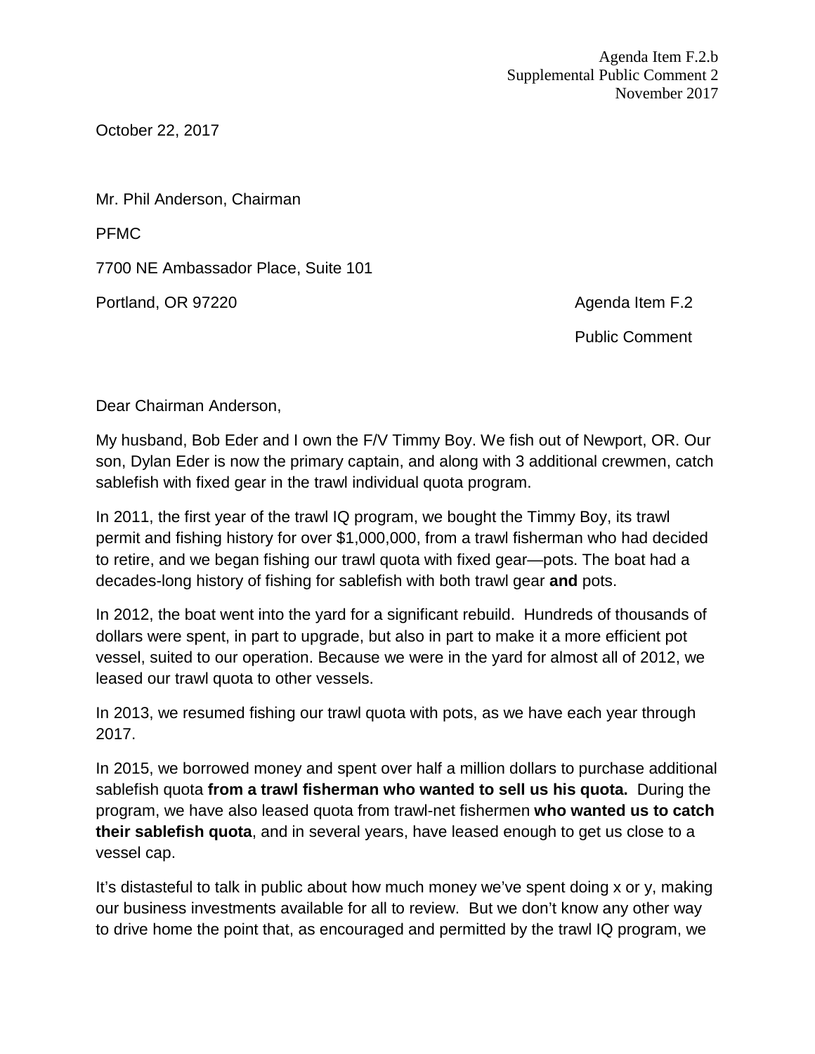Agenda Item F.2.b
Supplemental Public Comment 2
November 2017

October 22, 2017

Mr. Phil Anderson, Chairman

PFMC

7700 NE Ambassador Place, Suite 101

Portland, OR 97220

Agenda Item F.2

Public Comment

Dear Chairman Anderson,

My husband, Bob Eder and I own the F/V Timmy Boy. We fish out of Newport, OR. Our son, Dylan Eder is now the primary captain, and along with 3 additional crewmen, catch sablefish with fixed gear in the trawl individual quota program.

In 2011, the first year of the trawl IQ program, we bought the Timmy Boy, its trawl permit and fishing history for over $1,000,000, from a trawl fisherman who had decided to retire, and we began fishing our trawl quota with fixed gear—pots. The boat had a decades-long history of fishing for sablefish with both trawl gear **and** pots.

In 2012, the boat went into the yard for a significant rebuild. Hundreds of thousands of dollars were spent, in part to upgrade, but also in part to make it a more efficient pot vessel, suited to our operation. Because we were in the yard for almost all of 2012, we leased our trawl quota to other vessels.

In 2013, we resumed fishing our trawl quota with pots, as we have each year through 2017.

In 2015, we borrowed money and spent over half a million dollars to purchase additional sablefish quota **from a trawl fisherman who wanted to sell us his quota.** During the program, we have also leased quota from trawl-net fishermen **who wanted us to catch their sablefish quota**, and in several years, have leased enough to get us close to a vessel cap.

It's distasteful to talk in public about how much money we've spent doing x or y, making our business investments available for all to review. But we don't know any other way to drive home the point that, as encouraged and permitted by the trawl IQ program, we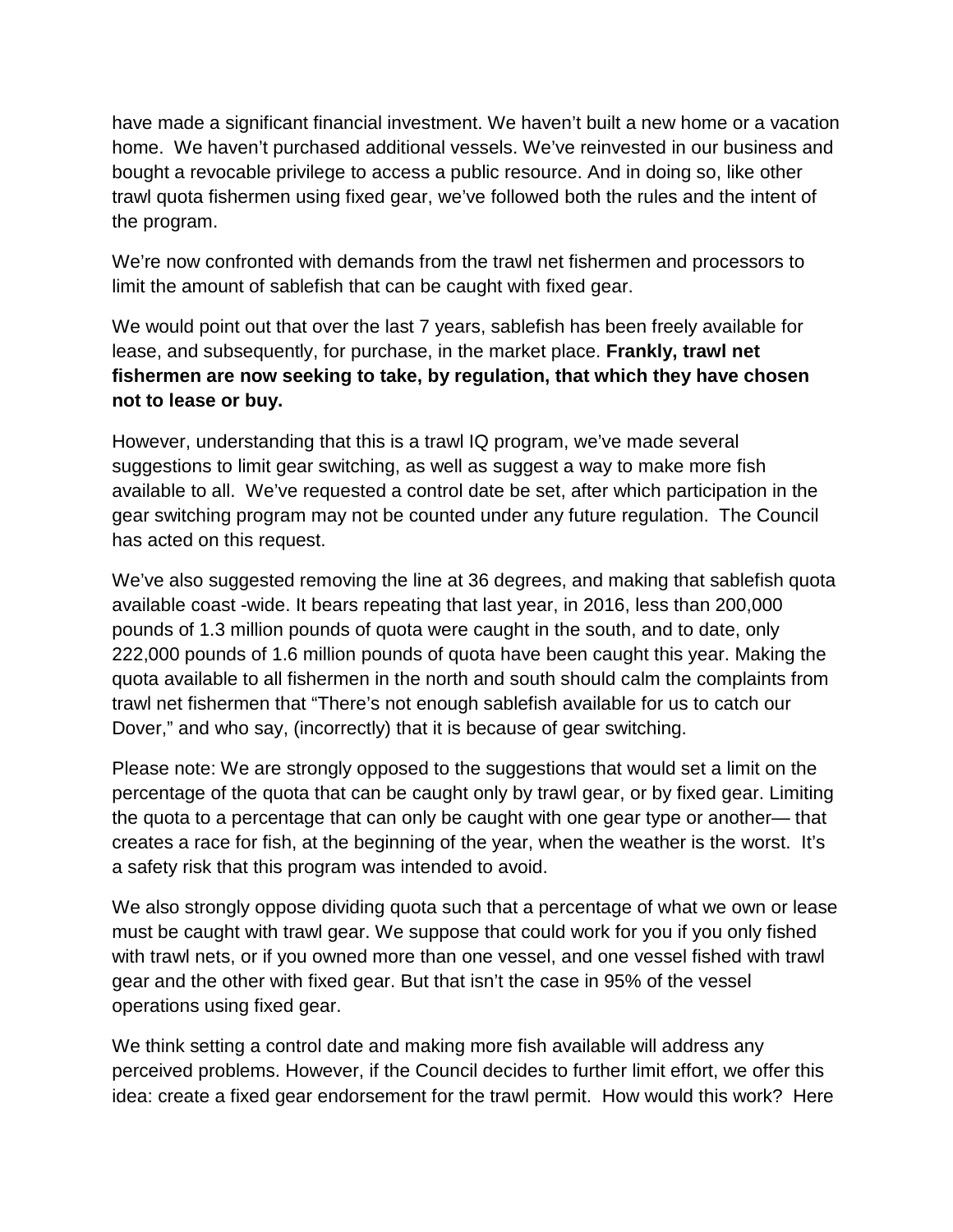have made a significant financial investment. We haven't built a new home or a vacation home. We haven't purchased additional vessels. We've reinvested in our business and bought a revocable privilege to access a public resource. And in doing so, like other trawl quota fishermen using fixed gear, we've followed both the rules and the intent of the program.

We're now confronted with demands from the trawl net fishermen and processors to limit the amount of sablefish that can be caught with fixed gear.

We would point out that over the last 7 years, sablefish has been freely available for lease, and subsequently, for purchase, in the market place. **Frankly, trawl net fishermen are now seeking to take, by regulation, that which they have chosen not to lease or buy.**

However, understanding that this is a trawl IQ program, we've made several suggestions to limit gear switching, as well as suggest a way to make more fish available to all. We've requested a control date be set, after which participation in the gear switching program may not be counted under any future regulation. The Council has acted on this request.

We've also suggested removing the line at 36 degrees, and making that sablefish quota available coast -wide. It bears repeating that last year, in 2016, less than 200,000 pounds of 1.3 million pounds of quota were caught in the south, and to date, only 222,000 pounds of 1.6 million pounds of quota have been caught this year. Making the quota available to all fishermen in the north and south should calm the complaints from trawl net fishermen that "There's not enough sablefish available for us to catch our Dover," and who say, (incorrectly) that it is because of gear switching.

Please note: We are strongly opposed to the suggestions that would set a limit on the percentage of the quota that can be caught only by trawl gear, or by fixed gear. Limiting the quota to a percentage that can only be caught with one gear type or another— that creates a race for fish, at the beginning of the year, when the weather is the worst. It's a safety risk that this program was intended to avoid.

We also strongly oppose dividing quota such that a percentage of what we own or lease must be caught with trawl gear. We suppose that could work for you if you only fished with trawl nets, or if you owned more than one vessel, and one vessel fished with trawl gear and the other with fixed gear. But that isn't the case in 95% of the vessel operations using fixed gear.

We think setting a control date and making more fish available will address any perceived problems. However, if the Council decides to further limit effort, we offer this idea: create a fixed gear endorsement for the trawl permit. How would this work? Here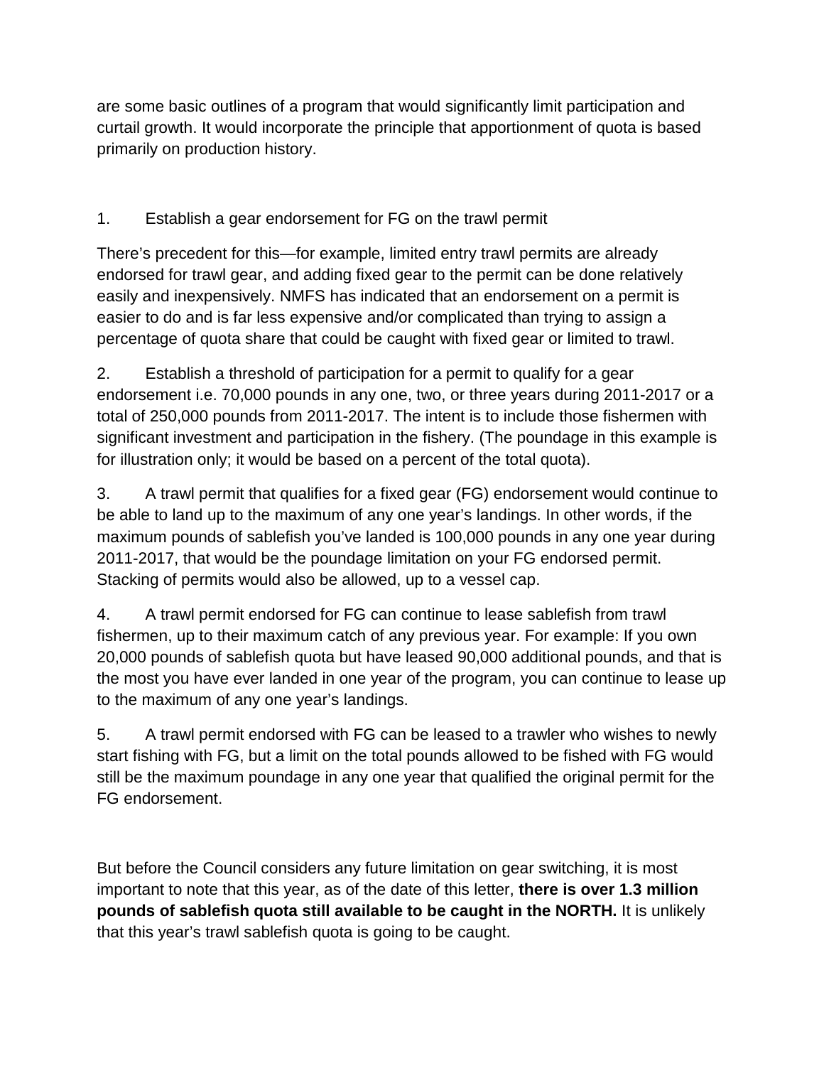are some basic outlines of a program that would significantly limit participation and curtail growth. It would incorporate the principle that apportionment of quota is based primarily on production history.

1. Establish a gear endorsement for FG on the trawl permit

There's precedent for this—for example, limited entry trawl permits are already endorsed for trawl gear, and adding fixed gear to the permit can be done relatively easily and inexpensively. NMFS has indicated that an endorsement on a permit is easier to do and is far less expensive and/or complicated than trying to assign a percentage of quota share that could be caught with fixed gear or limited to trawl.

2. Establish a threshold of participation for a permit to qualify for a gear endorsement i.e. 70,000 pounds in any one, two, or three years during 2011-2017 or a total of 250,000 pounds from 2011-2017. The intent is to include those fishermen with significant investment and participation in the fishery. (The poundage in this example is for illustration only; it would be based on a percent of the total quota).

3. A trawl permit that qualifies for a fixed gear (FG) endorsement would continue to be able to land up to the maximum of any one year's landings. In other words, if the maximum pounds of sablefish you've landed is 100,000 pounds in any one year during 2011-2017, that would be the poundage limitation on your FG endorsed permit. Stacking of permits would also be allowed, up to a vessel cap.

4. A trawl permit endorsed for FG can continue to lease sablefish from trawl fishermen, up to their maximum catch of any previous year. For example: If you own 20,000 pounds of sablefish quota but have leased 90,000 additional pounds, and that is the most you have ever landed in one year of the program, you can continue to lease up to the maximum of any one year's landings.

5. A trawl permit endorsed with FG can be leased to a trawler who wishes to newly start fishing with FG, but a limit on the total pounds allowed to be fished with FG would still be the maximum poundage in any one year that qualified the original permit for the FG endorsement.

But before the Council considers any future limitation on gear switching, it is most important to note that this year, as of the date of this letter, **there is over 1.3 million pounds of sablefish quota still available to be caught in the NORTH.** It is unlikely that this year's trawl sablefish quota is going to be caught.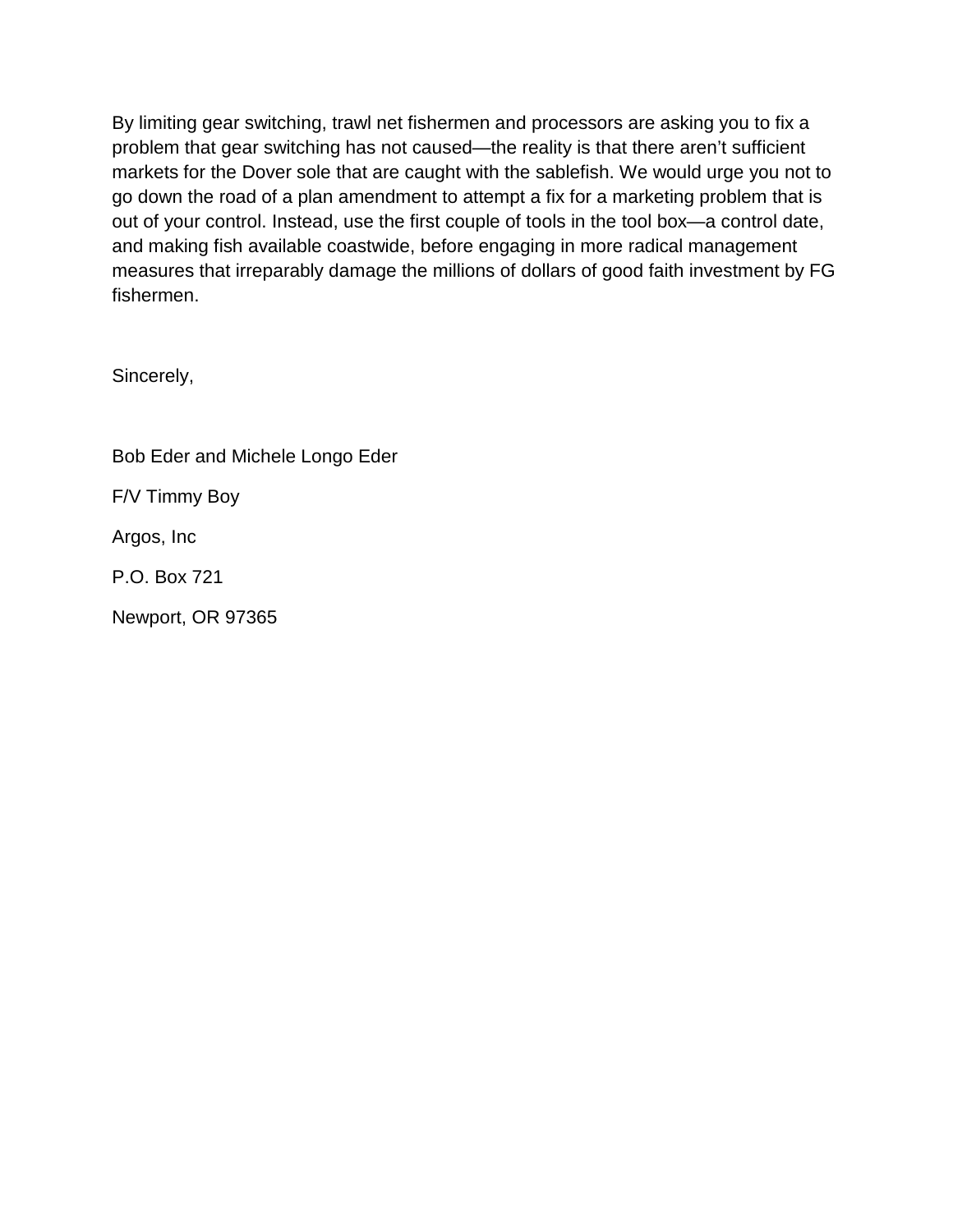By limiting gear switching, trawl net fishermen and processors are asking you to fix a problem that gear switching has not caused—the reality is that there aren't sufficient markets for the Dover sole that are caught with the sablefish. We would urge you not to go down the road of a plan amendment to attempt a fix for a marketing problem that is out of your control. Instead, use the first couple of tools in the tool box—a control date, and making fish available coastwide, before engaging in more radical management measures that irreparably damage the millions of dollars of good faith investment by FG fishermen.

Sincerely,

Bob Eder and Michele Longo Eder

F/V Timmy Boy

Argos, Inc

P.O. Box 721

Newport, OR 97365